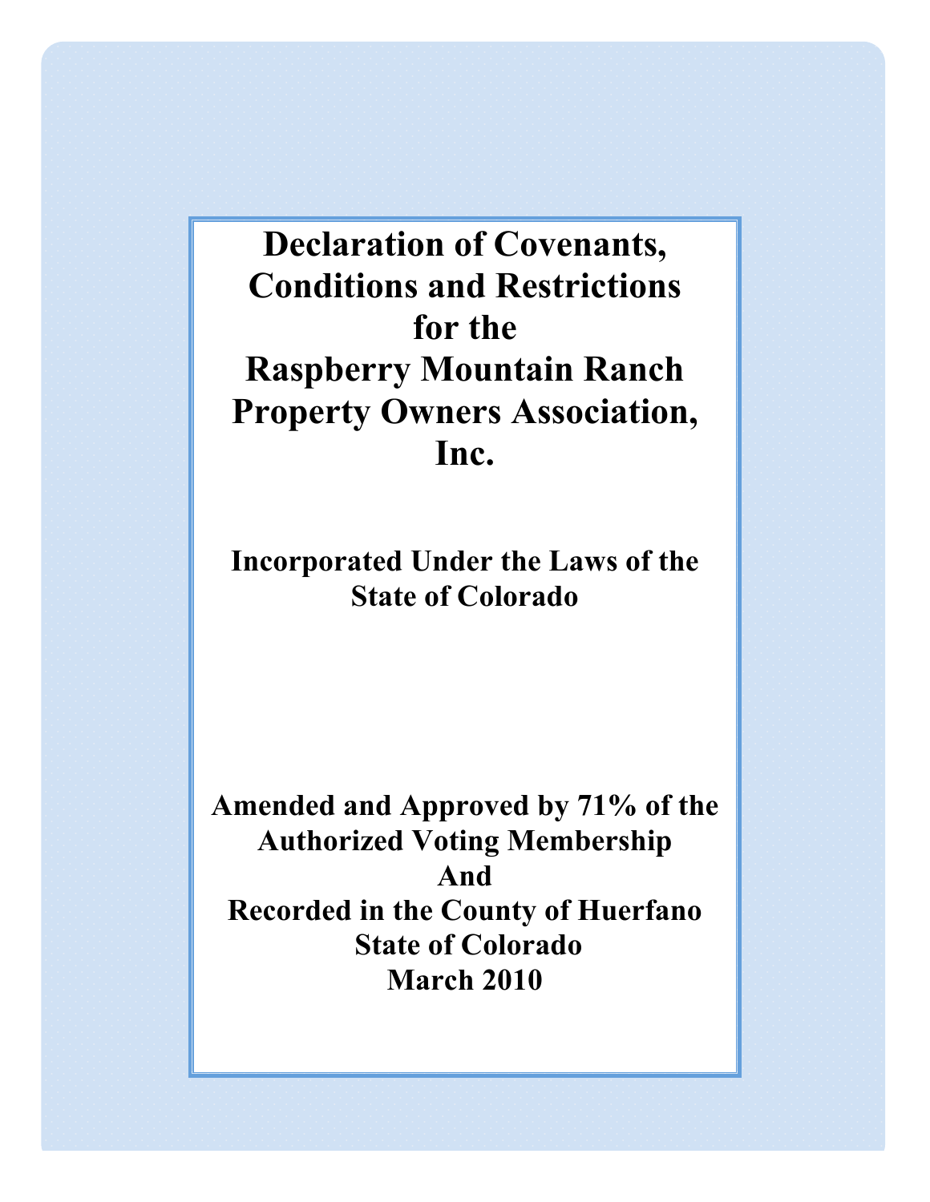# Declaration of Covenants, Conditions and Restrictions for the Raspberry Mountain Ranch Property Owners Association, Inc.

**Incorporated Under the Laws of the State of Colorado**

**Amended and Approved by 71% of the Authorized Voting Membership**
**And**
**Recorded in the County of Huerfano**
**State of Colorado**
**March 2010**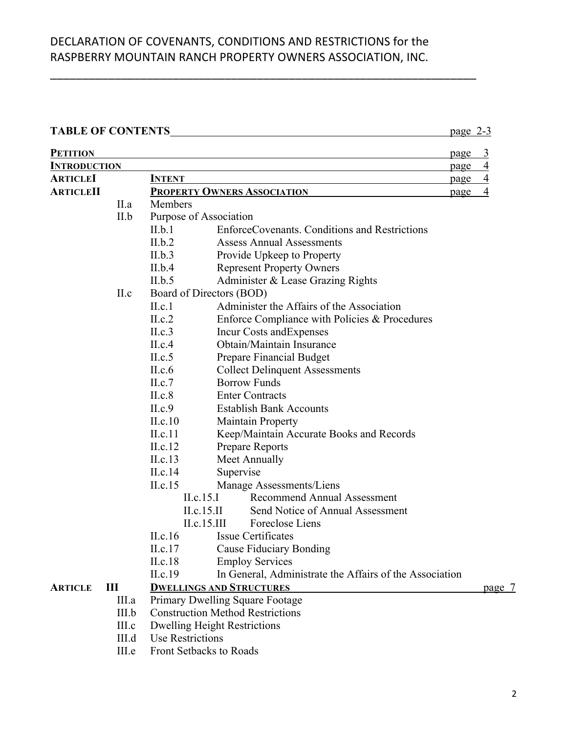# DECLARATION OF COVENANTS, CONDITIONS AND RESTRICTIONS for the RASPBERRY MOUNTAIN RANCH PROPERTY OWNERS ASSOCIATION, INC.

**TABLE OF CONTENTS** page 2-3

| | | | |
|---|---|---|---|
| **PETITION** | | | page 3 |
| **INTRODUCTION** | | | page 4 |
| **ARTICLE I** | **INTENT** | | page 4 |
| **ARTICLE II** | **PROPERTY OWNERS ASSOCIATION** | | page 4 |
| II.a | Members | | |
| II.b | Purpose of Association | | |
| | II.b.1 | EnforceCovenants. Conditions and Restrictions | |
| | II.b.2 | Assess Annual Assessments | |
| | II.b.3 | Provide Upkeep to Property | |
| | II.b.4 | Represent Property Owners | |
| | II.b.5 | Administer & Lease Grazing Rights | |
| II.c | Board of Directors (BOD) | | |
| | II.c.1 | Administer the Affairs of the Association | |
| | II.c.2 | Enforce Compliance with Policies & Procedures | |
| | II.c.3 | Incur Costs andExpenses | |
| | II.c.4 | Obtain/Maintain Insurance | |
| | II.c.5 | Prepare Financial Budget | |
| | II.c.6 | Collect Delinquent Assessments | |
| | II.c.7 | Borrow Funds | |
| | II.c.8 | Enter Contracts | |
| | II.c.9 | Establish Bank Accounts | |
| | II.c.10 | Maintain Property | |
| | II.c.11 | Keep/Maintain Accurate Books and Records | |
| | II.c.12 | Prepare Reports | |
| | II.c.13 | Meet Annually | |
| | II.c.14 | Supervise | |
| | II.c.15 | Manage Assessments/Liens | |
| | II.c.15.I | Recommend Annual Assessment | |
| | II.c.15.II | Send Notice of Annual Assessment | |
| | II.c.15.III | Foreclose Liens | |
| | II.c.16 | Issue Certificates | |
| | II.c.17 | Cause Fiduciary Bonding | |
| | II.c.18 | Employ Services | |
| | II.c.19 | In General, Administrate the Affairs of the Association | |
| **ARTICLE III** | **DWELLINGS AND STRUCTURES** | | page 7 |
| III.a | Primary Dwelling Square Footage | | |
| III.b | Construction Method Restrictions | | |
| III.c | Dwelling Height Restrictions | | |
| III.d | Use Restrictions | | |
| III.e | Front Setbacks to Roads | | |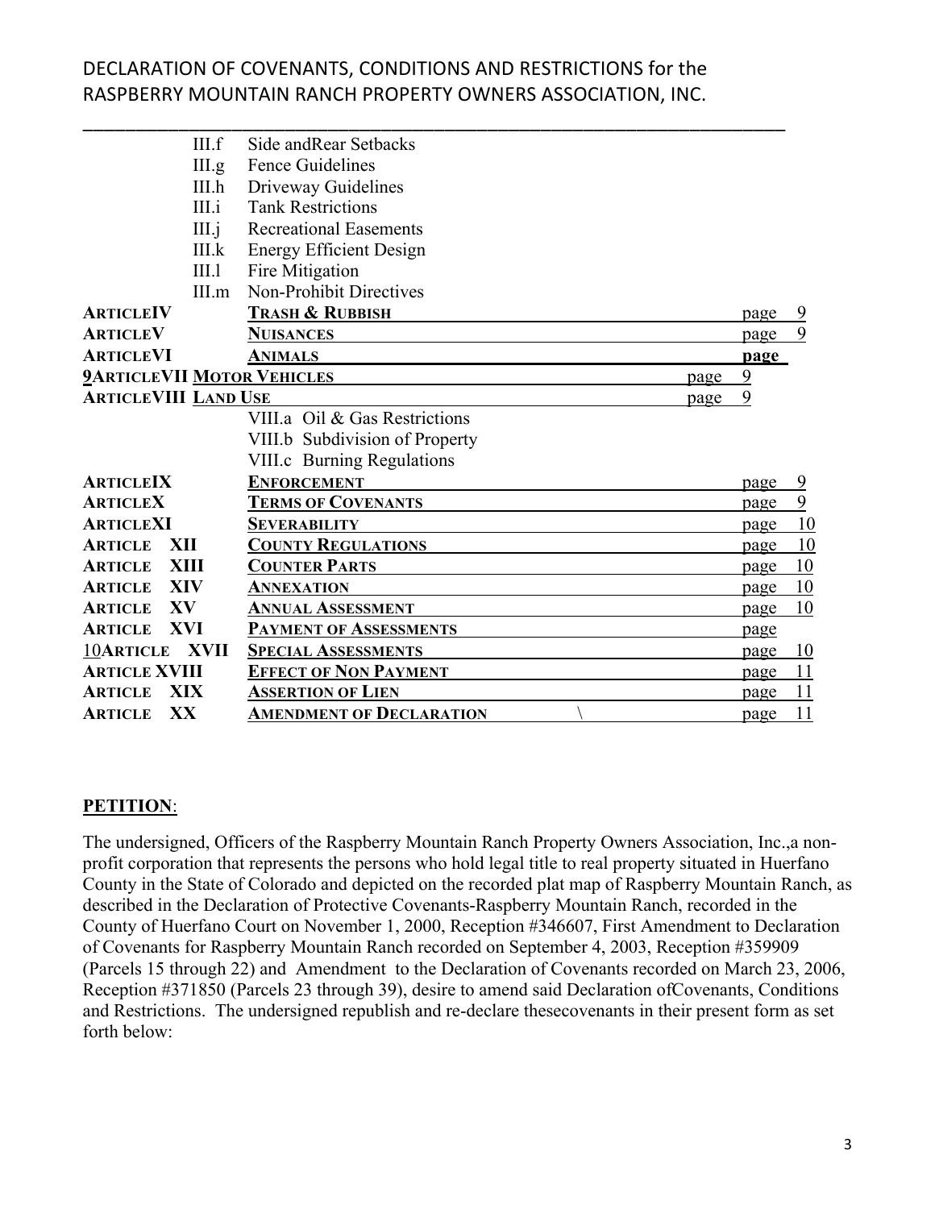| | | | |
|---|---|---|---|
| | III.f | Side andRear Setbacks | |
| | III.g | Fence Guidelines | |
| | III.h | Driveway Guidelines | |
| | III.i | Tank Restrictions | |
| | III.j | Recreational Easements | |
| | III.k | Energy Efficient Design | |
| | III.l | Fire Mitigation | |
| | III.m | Non-Prohibit Directives | |
| **ARTICLEIV** | | **TRASH & RUBBISH** | page 9 |
| **ARTICLEV** | | **NUISANCES** | page 9 |
| **ARTICLEVI** | | **ANIMALS** | **page** |
| **9ARTICLEVII** | | **MOTOR VEHICLES** | page 9 |
| **ARTICLEVIII** | | **LAND USE** | page 9 |
| | | VIII.a Oil & Gas Restrictions | |
| | | VIII.b Subdivision of Property | |
| | | VIII.c Burning Regulations | |
| **ARTICLEIX** | | **ENFORCEMENT** | page 9 |
| **ARTICLEX** | | **TERMS OF COVENANTS** | page 9 |
| **ARTICLEXI** | | **SEVERABILITY** | page 10 |
| **ARTICLE XII** | | **COUNTY REGULATIONS** | page 10 |
| **ARTICLE XIII** | | **COUNTER PARTS** | page 10 |
| **ARTICLE XIV** | | **ANNEXATION** | page 10 |
| **ARTICLE XV** | | **ANNUAL ASSESSMENT** | page 10 |
| **ARTICLE XVI** | | **PAYMENT OF ASSESSMENTS** | page |
| 10**ARTICLE XVII** | | **SPECIAL ASSESSMENTS** | page 10 |
| **ARTICLE XVIII** | | **EFFECT OF NON PAYMENT** | page 11 |
| **ARTICLE XIX** | | **ASSERTION OF LIEN** | page 11 |
| **ARTICLE XX** | | **AMENDMENT OF DECLARATION** \ | page 11 |

**PETITION**:

The undersigned, Officers of the Raspberry Mountain Ranch Property Owners Association, Inc.,a non-profit corporation that represents the persons who hold legal title to real property situated in Huerfano County in the State of Colorado and depicted on the recorded plat map of Raspberry Mountain Ranch, as described in the Declaration of Protective Covenants-Raspberry Mountain Ranch, recorded in the County of Huerfano Court on November 1, 2000, Reception #346607, First Amendment to Declaration of Covenants for Raspberry Mountain Ranch recorded on September 4, 2003, Reception #359909 (Parcels 15 through 22) and Amendment to the Declaration of Covenants recorded on March 23, 2006, Reception #371850 (Parcels 23 through 39), desire to amend said Declaration ofCovenants, Conditions and Restrictions. The undersigned republish and re-declare thesecovenants in their present form as set forth below: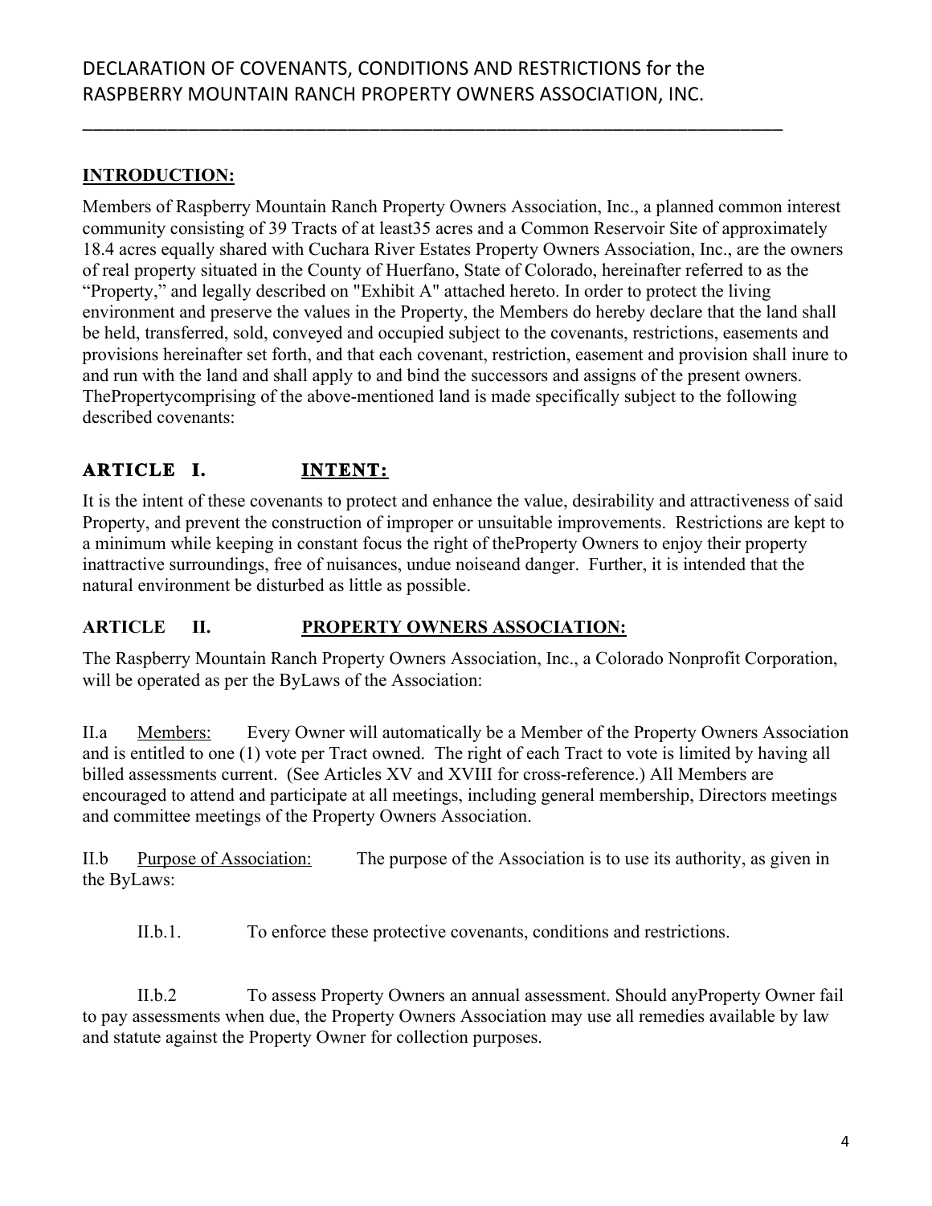## INTRODUCTION:

Members of Raspberry Mountain Ranch Property Owners Association, Inc., a planned common interest community consisting of 39 Tracts of at least35 acres and a Common Reservoir Site of approximately 18.4 acres equally shared with Cuchara River Estates Property Owners Association, Inc., are the owners of real property situated in the County of Huerfano, State of Colorado, hereinafter referred to as the "Property," and legally described on "Exhibit A" attached hereto. In order to protect the living environment and preserve the values in the Property, the Members do hereby declare that the land shall be held, transferred, sold, conveyed and occupied subject to the covenants, restrictions, easements and provisions hereinafter set forth, and that each covenant, restriction, easement and provision shall inure to and run with the land and shall apply to and bind the successors and assigns of the present owners. ThePropertycomprising of the above-mentioned land is made specifically subject to the following described covenants:

## ARTICLE I. INTENT:

It is the intent of these covenants to protect and enhance the value, desirability and attractiveness of said Property, and prevent the construction of improper or unsuitable improvements. Restrictions are kept to a minimum while keeping in constant focus the right of theProperty Owners to enjoy their property inattractive surroundings, free of nuisances, undue noiseand danger. Further, it is intended that the natural environment be disturbed as little as possible.

## ARTICLE II. PROPERTY OWNERS ASSOCIATION:

The Raspberry Mountain Ranch Property Owners Association, Inc., a Colorado Nonprofit Corporation, will be operated as per the ByLaws of the Association:

II.a Members: Every Owner will automatically be a Member of the Property Owners Association and is entitled to one (1) vote per Tract owned. The right of each Tract to vote is limited by having all billed assessments current. (See Articles XV and XVIII for cross-reference.) All Members are encouraged to attend and participate at all meetings, including general membership, Directors meetings and committee meetings of the Property Owners Association.

II.b Purpose of Association: The purpose of the Association is to use its authority, as given in the ByLaws:

II.b.1. To enforce these protective covenants, conditions and restrictions.

II.b.2 To assess Property Owners an annual assessment. Should anyProperty Owner fail to pay assessments when due, the Property Owners Association may use all remedies available by law and statute against the Property Owner for collection purposes.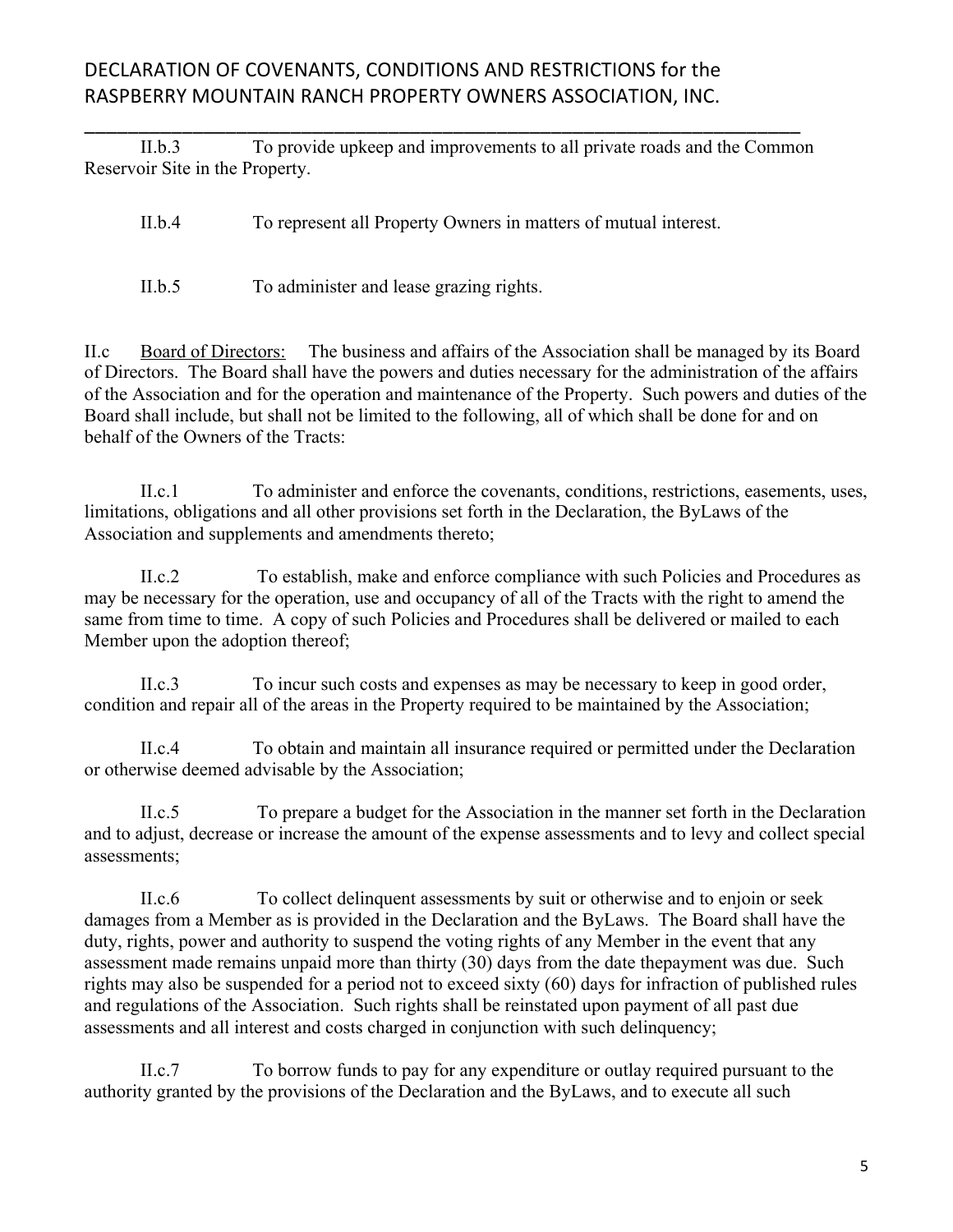II.b.3 To provide upkeep and improvements to all private roads and the Common Reservoir Site in the Property.

II.b.4 To represent all Property Owners in matters of mutual interest.

II.b.5 To administer and lease grazing rights.

II.c <u>Board of Directors:</u> The business and affairs of the Association shall be managed by its Board of Directors. The Board shall have the powers and duties necessary for the administration of the affairs of the Association and for the operation and maintenance of the Property. Such powers and duties of the Board shall include, but shall not be limited to the following, all of which shall be done for and on behalf of the Owners of the Tracts:

II.c.1 To administer and enforce the covenants, conditions, restrictions, easements, uses, limitations, obligations and all other provisions set forth in the Declaration, the ByLaws of the Association and supplements and amendments thereto;

II.c.2 To establish, make and enforce compliance with such Policies and Procedures as may be necessary for the operation, use and occupancy of all of the Tracts with the right to amend the same from time to time. A copy of such Policies and Procedures shall be delivered or mailed to each Member upon the adoption thereof;

II.c.3 To incur such costs and expenses as may be necessary to keep in good order, condition and repair all of the areas in the Property required to be maintained by the Association;

II.c.4 To obtain and maintain all insurance required or permitted under the Declaration or otherwise deemed advisable by the Association;

II.c.5 To prepare a budget for the Association in the manner set forth in the Declaration and to adjust, decrease or increase the amount of the expense assessments and to levy and collect special assessments;

II.c.6 To collect delinquent assessments by suit or otherwise and to enjoin or seek damages from a Member as is provided in the Declaration and the ByLaws. The Board shall have the duty, rights, power and authority to suspend the voting rights of any Member in the event that any assessment made remains unpaid more than thirty (30) days from the date thepayment was due. Such rights may also be suspended for a period not to exceed sixty (60) days for infraction of published rules and regulations of the Association. Such rights shall be reinstated upon payment of all past due assessments and all interest and costs charged in conjunction with such delinquency;

II.c.7 To borrow funds to pay for any expenditure or outlay required pursuant to the authority granted by the provisions of the Declaration and the ByLaws, and to execute all such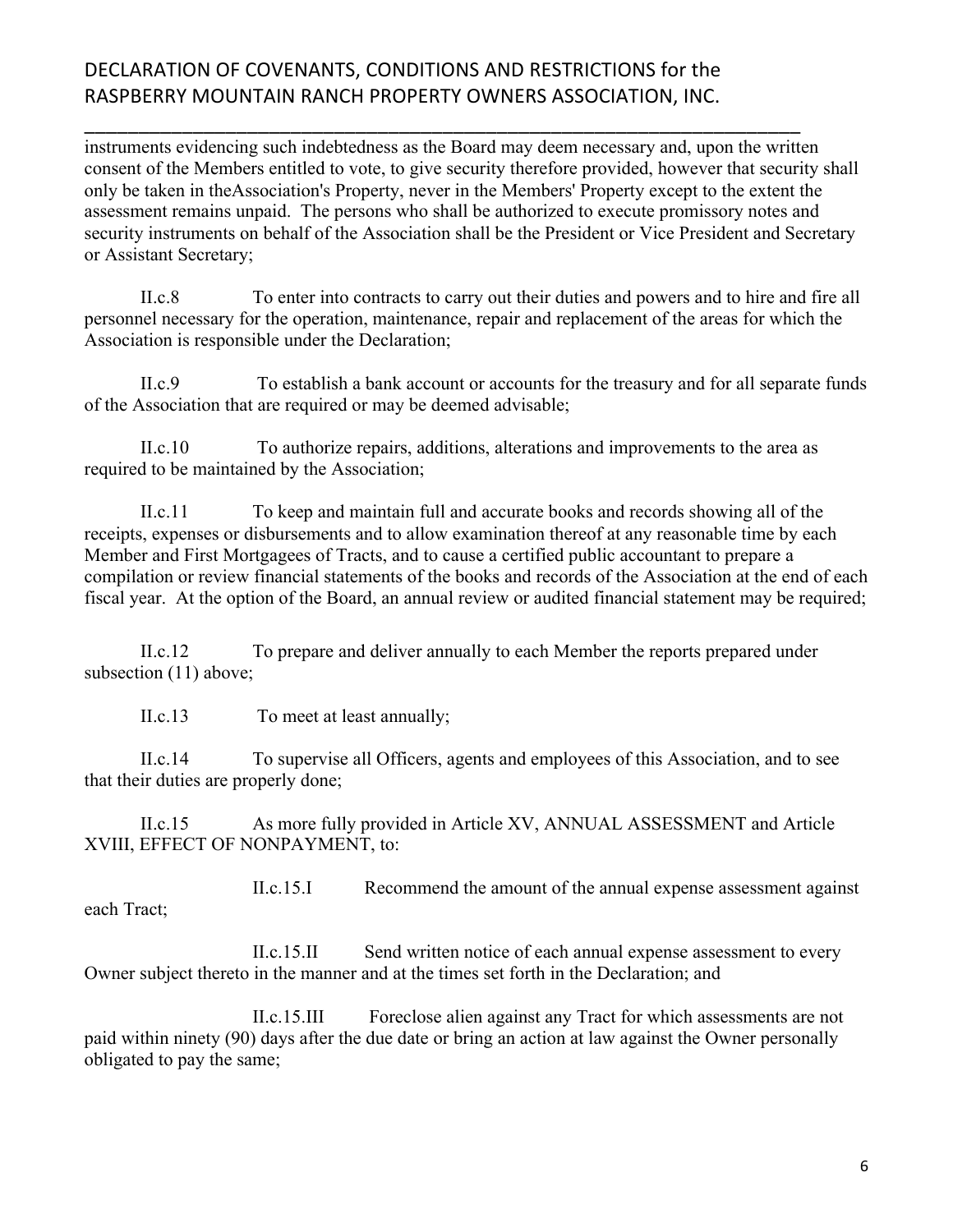instruments evidencing such indebtedness as the Board may deem necessary and, upon the written consent of the Members entitled to vote, to give security therefore provided, however that security shall only be taken in theAssociation's Property, never in the Members' Property except to the extent the assessment remains unpaid. The persons who shall be authorized to execute promissory notes and security instruments on behalf of the Association shall be the President or Vice President and Secretary or Assistant Secretary;

II.c.8 To enter into contracts to carry out their duties and powers and to hire and fire all personnel necessary for the operation, maintenance, repair and replacement of the areas for which the Association is responsible under the Declaration;

II.c.9 To establish a bank account or accounts for the treasury and for all separate funds of the Association that are required or may be deemed advisable;

II.c.10 To authorize repairs, additions, alterations and improvements to the area as required to be maintained by the Association;

II.c.11 To keep and maintain full and accurate books and records showing all of the receipts, expenses or disbursements and to allow examination thereof at any reasonable time by each Member and First Mortgagees of Tracts, and to cause a certified public accountant to prepare a compilation or review financial statements of the books and records of the Association at the end of each fiscal year. At the option of the Board, an annual review or audited financial statement may be required;

II.c.12 To prepare and deliver annually to each Member the reports prepared under subsection (11) above;

II.c.13 To meet at least annually;

II.c.14 To supervise all Officers, agents and employees of this Association, and to see that their duties are properly done;

II.c.15 As more fully provided in Article XV, ANNUAL ASSESSMENT and Article XVIII, EFFECT OF NONPAYMENT, to:

II.c.15.I Recommend the amount of the annual expense assessment against each Tract;

II.c.15.II Send written notice of each annual expense assessment to every Owner subject thereto in the manner and at the times set forth in the Declaration; and

II.c.15.III Foreclose alien against any Tract for which assessments are not paid within ninety (90) days after the due date or bring an action at law against the Owner personally obligated to pay the same;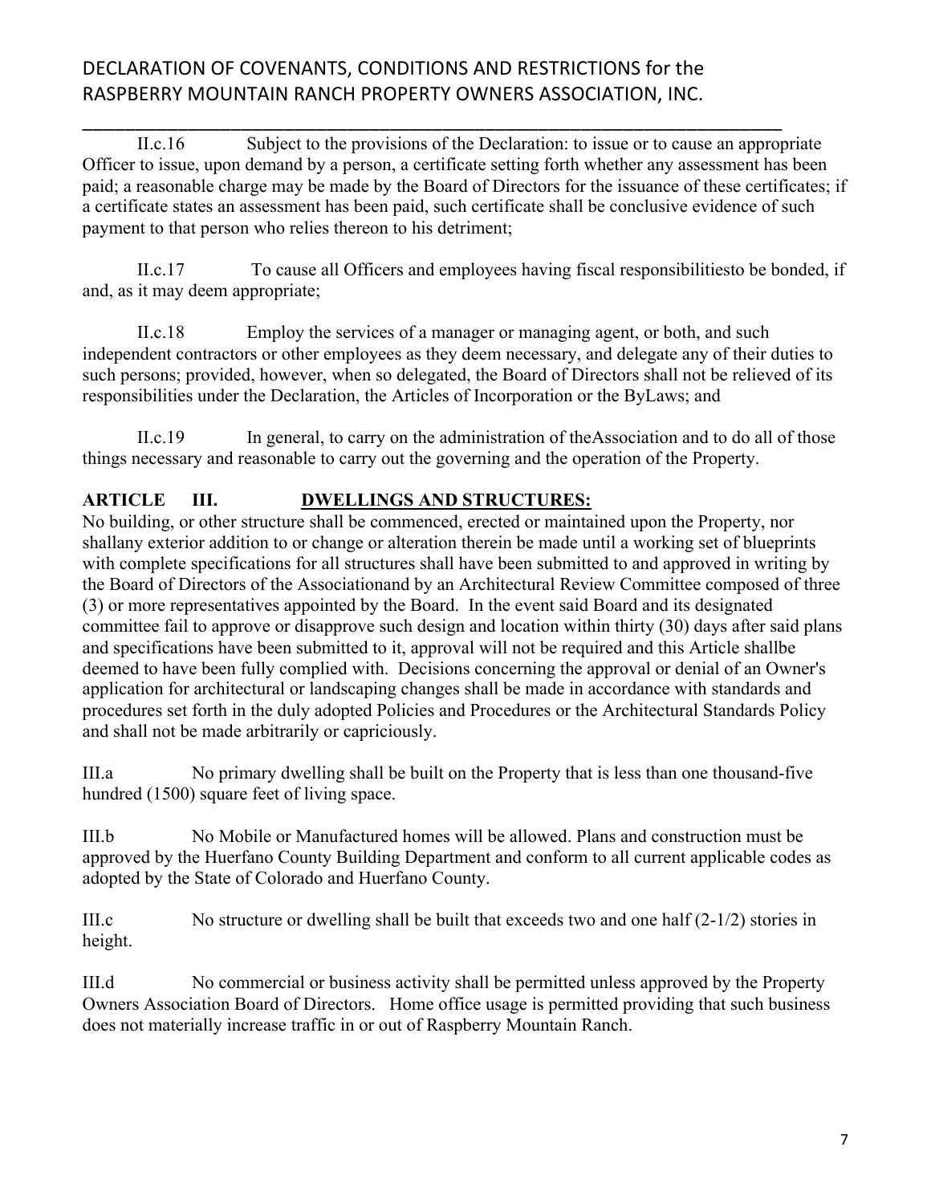II.c.16 Subject to the provisions of the Declaration: to issue or to cause an appropriate Officer to issue, upon demand by a person, a certificate setting forth whether any assessment has been paid; a reasonable charge may be made by the Board of Directors for the issuance of these certificates; if a certificate states an assessment has been paid, such certificate shall be conclusive evidence of such payment to that person who relies thereon to his detriment;

II.c.17 To cause all Officers and employees having fiscal responsibilitiesto be bonded, if and, as it may deem appropriate;

II.c.18 Employ the services of a manager or managing agent, or both, and such independent contractors or other employees as they deem necessary, and delegate any of their duties to such persons; provided, however, when so delegated, the Board of Directors shall not be relieved of its responsibilities under the Declaration, the Articles of Incorporation or the ByLaws; and

II.c.19 In general, to carry on the administration of theAssociation and to do all of those things necessary and reasonable to carry out the governing and the operation of the Property.

## ARTICLE III. DWELLINGS AND STRUCTURES:

No building, or other structure shall be commenced, erected or maintained upon the Property, nor shallany exterior addition to or change or alteration therein be made until a working set of blueprints with complete specifications for all structures shall have been submitted to and approved in writing by the Board of Directors of the Associationand by an Architectural Review Committee composed of three (3) or more representatives appointed by the Board. In the event said Board and its designated committee fail to approve or disapprove such design and location within thirty (30) days after said plans and specifications have been submitted to it, approval will not be required and this Article shallbe deemed to have been fully complied with. Decisions concerning the approval or denial of an Owner's application for architectural or landscaping changes shall be made in accordance with standards and procedures set forth in the duly adopted Policies and Procedures or the Architectural Standards Policy and shall not be made arbitrarily or capriciously.

III.a No primary dwelling shall be built on the Property that is less than one thousand-five hundred (1500) square feet of living space.

III.b No Mobile or Manufactured homes will be allowed. Plans and construction must be approved by the Huerfano County Building Department and conform to all current applicable codes as adopted by the State of Colorado and Huerfano County.

III.c No structure or dwelling shall be built that exceeds two and one half (2-1/2) stories in height.

III.d No commercial or business activity shall be permitted unless approved by the Property Owners Association Board of Directors. Home office usage is permitted providing that such business does not materially increase traffic in or out of Raspberry Mountain Ranch.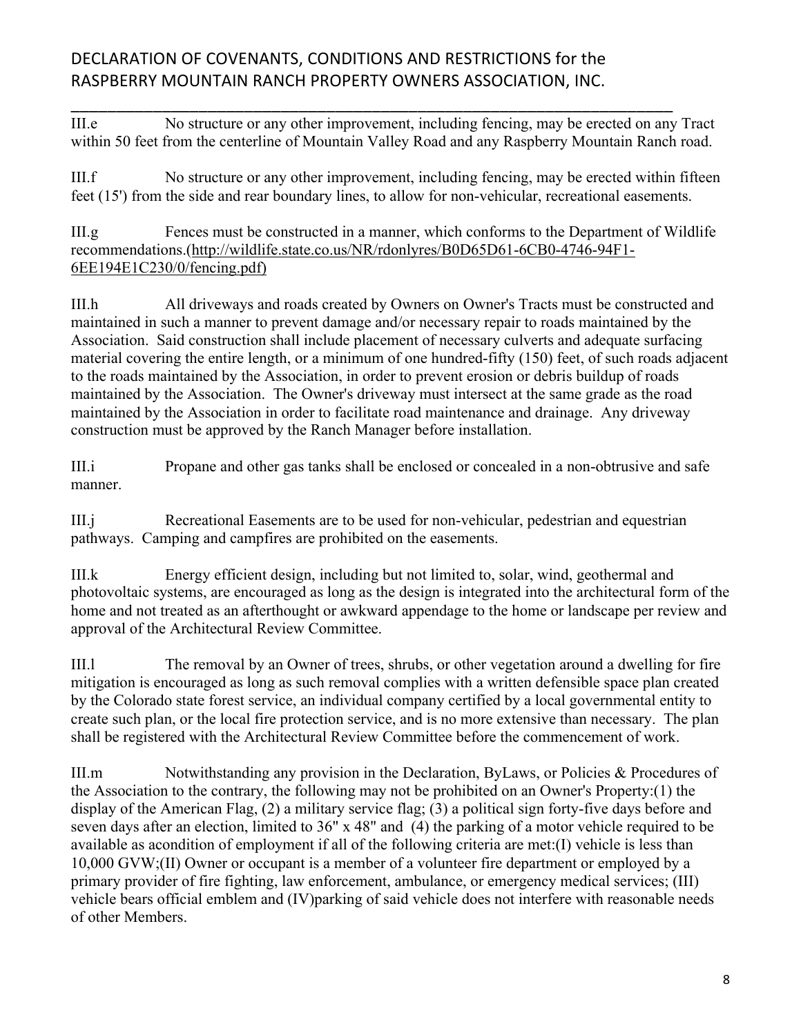III.e No structure or any other improvement, including fencing, may be erected on any Tract within 50 feet from the centerline of Mountain Valley Road and any Raspberry Mountain Ranch road.

III.f No structure or any other improvement, including fencing, may be erected within fifteen feet (15') from the side and rear boundary lines, to allow for non-vehicular, recreational easements.

III.g Fences must be constructed in a manner, which conforms to the Department of Wildlife recommendations.(http://wildlife.state.co.us/NR/rdonlyres/B0D65D61-6CB0-4746-94F1-6EE194E1C230/0/fencing.pdf)

III.h All driveways and roads created by Owners on Owner's Tracts must be constructed and maintained in such a manner to prevent damage and/or necessary repair to roads maintained by the Association. Said construction shall include placement of necessary culverts and adequate surfacing material covering the entire length, or a minimum of one hundred-fifty (150) feet, of such roads adjacent to the roads maintained by the Association, in order to prevent erosion or debris buildup of roads maintained by the Association. The Owner's driveway must intersect at the same grade as the road maintained by the Association in order to facilitate road maintenance and drainage. Any driveway construction must be approved by the Ranch Manager before installation.

III.i Propane and other gas tanks shall be enclosed or concealed in a non-obtrusive and safe manner.

III.j Recreational Easements are to be used for non-vehicular, pedestrian and equestrian pathways. Camping and campfires are prohibited on the easements.

III.k Energy efficient design, including but not limited to, solar, wind, geothermal and photovoltaic systems, are encouraged as long as the design is integrated into the architectural form of the home and not treated as an afterthought or awkward appendage to the home or landscape per review and approval of the Architectural Review Committee.

III.l The removal by an Owner of trees, shrubs, or other vegetation around a dwelling for fire mitigation is encouraged as long as such removal complies with a written defensible space plan created by the Colorado state forest service, an individual company certified by a local governmental entity to create such plan, or the local fire protection service, and is no more extensive than necessary. The plan shall be registered with the Architectural Review Committee before the commencement of work.

III.m Notwithstanding any provision in the Declaration, ByLaws, or Policies & Procedures of the Association to the contrary, the following may not be prohibited on an Owner's Property:(1) the display of the American Flag, (2) a military service flag; (3) a political sign forty-five days before and seven days after an election, limited to 36" x 48" and (4) the parking of a motor vehicle required to be available as acondition of employment if all of the following criteria are met:(I) vehicle is less than 10,000 GVW;(II) Owner or occupant is a member of a volunteer fire department or employed by a primary provider of fire fighting, law enforcement, ambulance, or emergency medical services; (III) vehicle bears official emblem and (IV)parking of said vehicle does not interfere with reasonable needs of other Members.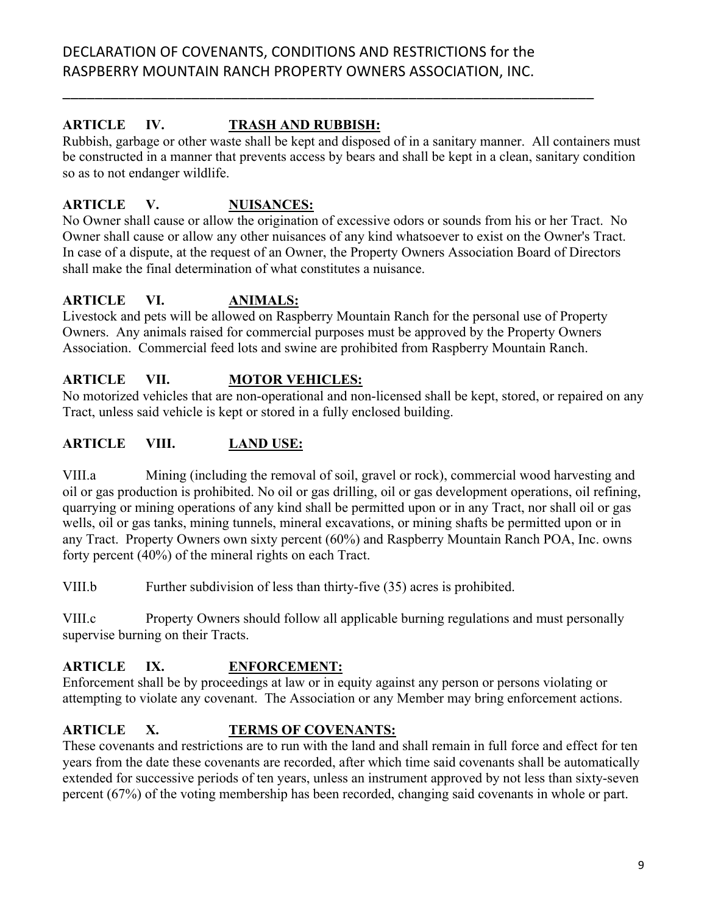## ARTICLE IV. TRASH AND RUBBISH:

Rubbish, garbage or other waste shall be kept and disposed of in a sanitary manner. All containers must be constructed in a manner that prevents access by bears and shall be kept in a clean, sanitary condition so as to not endanger wildlife.

## ARTICLE V. NUISANCES:

No Owner shall cause or allow the origination of excessive odors or sounds from his or her Tract. No Owner shall cause or allow any other nuisances of any kind whatsoever to exist on the Owner's Tract. In case of a dispute, at the request of an Owner, the Property Owners Association Board of Directors shall make the final determination of what constitutes a nuisance.

## ARTICLE VI. ANIMALS:

Livestock and pets will be allowed on Raspberry Mountain Ranch for the personal use of Property Owners. Any animals raised for commercial purposes must be approved by the Property Owners Association. Commercial feed lots and swine are prohibited from Raspberry Mountain Ranch.

## ARTICLE VII. MOTOR VEHICLES:

No motorized vehicles that are non-operational and non-licensed shall be kept, stored, or repaired on any Tract, unless said vehicle is kept or stored in a fully enclosed building.

## ARTICLE VIII. LAND USE:

VIII.a Mining (including the removal of soil, gravel or rock), commercial wood harvesting and oil or gas production is prohibited. No oil or gas drilling, oil or gas development operations, oil refining, quarrying or mining operations of any kind shall be permitted upon or in any Tract, nor shall oil or gas wells, oil or gas tanks, mining tunnels, mineral excavations, or mining shafts be permitted upon or in any Tract. Property Owners own sixty percent (60%) and Raspberry Mountain Ranch POA, Inc. owns forty percent (40%) of the mineral rights on each Tract.

VIII.b Further subdivision of less than thirty-five (35) acres is prohibited.

VIII.c Property Owners should follow all applicable burning regulations and must personally supervise burning on their Tracts.

## ARTICLE IX. ENFORCEMENT:

Enforcement shall be by proceedings at law or in equity against any person or persons violating or attempting to violate any covenant. The Association or any Member may bring enforcement actions.

## ARTICLE X. TERMS OF COVENANTS:

These covenants and restrictions are to run with the land and shall remain in full force and effect for ten years from the date these covenants are recorded, after which time said covenants shall be automatically extended for successive periods of ten years, unless an instrument approved by not less than sixty-seven percent (67%) of the voting membership has been recorded, changing said covenants in whole or part.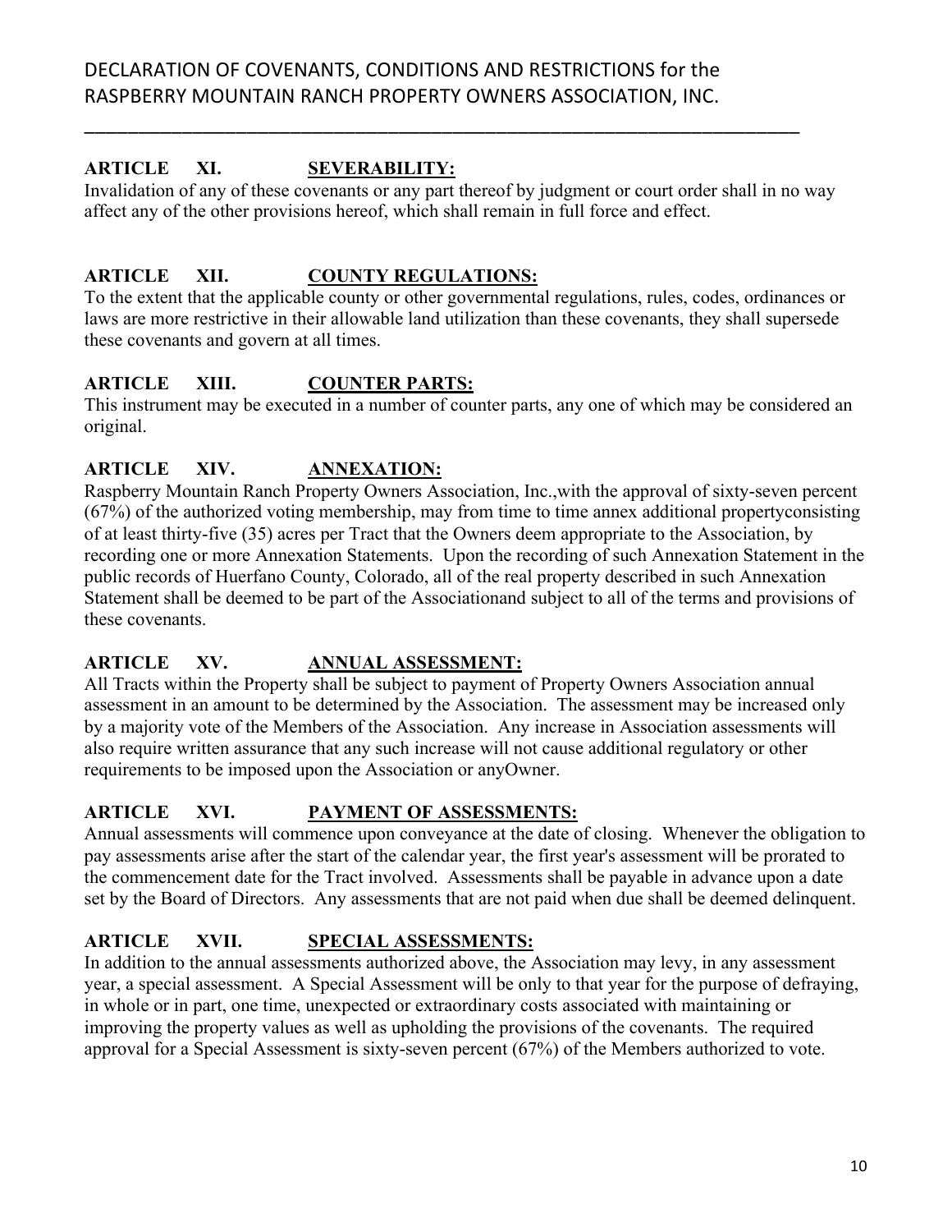## ARTICLE XI. SEVERABILITY:

Invalidation of any of these covenants or any part thereof by judgment or court order shall in no way affect any of the other provisions hereof, which shall remain in full force and effect.

## ARTICLE XII. COUNTY REGULATIONS:

To the extent that the applicable county or other governmental regulations, rules, codes, ordinances or laws are more restrictive in their allowable land utilization than these covenants, they shall supersede these covenants and govern at all times.

## ARTICLE XIII. COUNTER PARTS:

This instrument may be executed in a number of counter parts, any one of which may be considered an original.

## ARTICLE XIV. ANNEXATION:

Raspberry Mountain Ranch Property Owners Association, Inc.,with the approval of sixty-seven percent (67%) of the authorized voting membership, may from time to time annex additional propertyconsisting of at least thirty-five (35) acres per Tract that the Owners deem appropriate to the Association, by recording one or more Annexation Statements. Upon the recording of such Annexation Statement in the public records of Huerfano County, Colorado, all of the real property described in such Annexation Statement shall be deemed to be part of the Associationand subject to all of the terms and provisions of these covenants.

## ARTICLE XV. ANNUAL ASSESSMENT:

All Tracts within the Property shall be subject to payment of Property Owners Association annual assessment in an amount to be determined by the Association. The assessment may be increased only by a majority vote of the Members of the Association. Any increase in Association assessments will also require written assurance that any such increase will not cause additional regulatory or other requirements to be imposed upon the Association or anyOwner.

## ARTICLE XVI. PAYMENT OF ASSESSMENTS:

Annual assessments will commence upon conveyance at the date of closing. Whenever the obligation to pay assessments arise after the start of the calendar year, the first year's assessment will be prorated to the commencement date for the Tract involved. Assessments shall be payable in advance upon a date set by the Board of Directors. Any assessments that are not paid when due shall be deemed delinquent.

## ARTICLE XVII. SPECIAL ASSESSMENTS:

In addition to the annual assessments authorized above, the Association may levy, in any assessment year, a special assessment. A Special Assessment will be only to that year for the purpose of defraying, in whole or in part, one time, unexpected or extraordinary costs associated with maintaining or improving the property values as well as upholding the provisions of the covenants. The required approval for a Special Assessment is sixty-seven percent (67%) of the Members authorized to vote.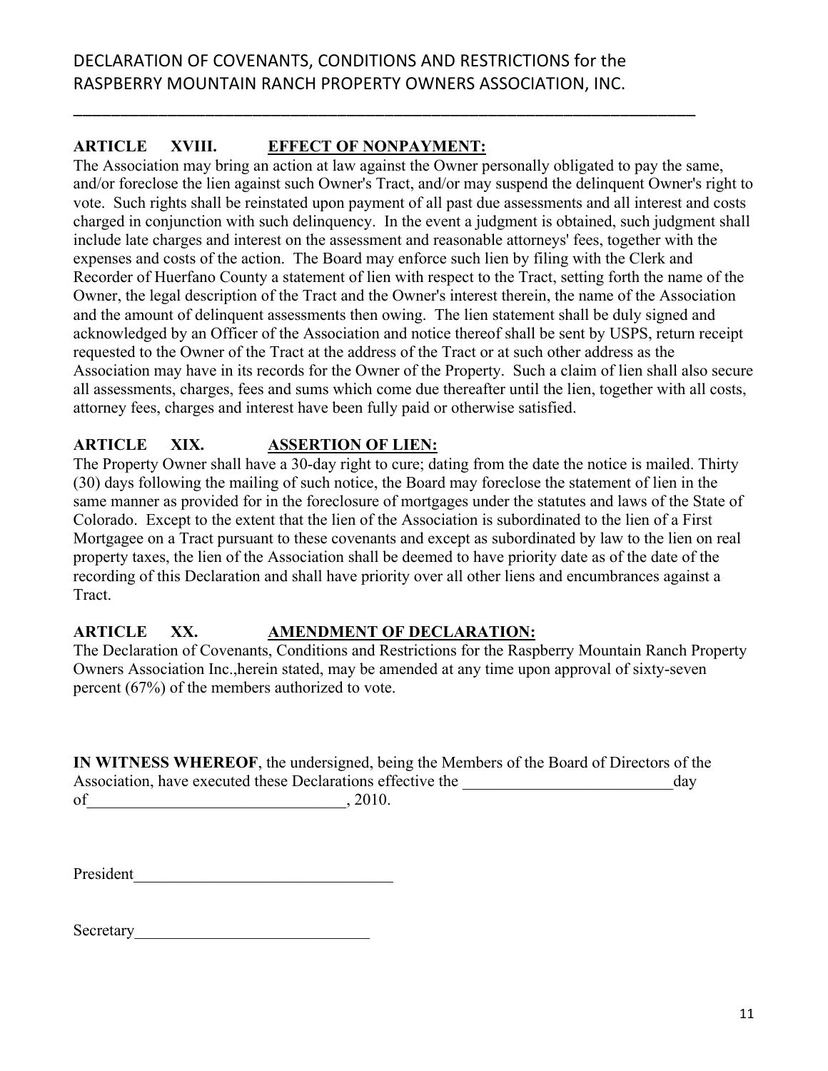## ARTICLE XVIII. EFFECT OF NONPAYMENT:

The Association may bring an action at law against the Owner personally obligated to pay the same, and/or foreclose the lien against such Owner's Tract, and/or may suspend the delinquent Owner's right to vote. Such rights shall be reinstated upon payment of all past due assessments and all interest and costs charged in conjunction with such delinquency. In the event a judgment is obtained, such judgment shall include late charges and interest on the assessment and reasonable attorneys' fees, together with the expenses and costs of the action. The Board may enforce such lien by filing with the Clerk and Recorder of Huerfano County a statement of lien with respect to the Tract, setting forth the name of the Owner, the legal description of the Tract and the Owner's interest therein, the name of the Association and the amount of delinquent assessments then owing. The lien statement shall be duly signed and acknowledged by an Officer of the Association and notice thereof shall be sent by USPS, return receipt requested to the Owner of the Tract at the address of the Tract or at such other address as the Association may have in its records for the Owner of the Property. Such a claim of lien shall also secure all assessments, charges, fees and sums which come due thereafter until the lien, together with all costs, attorney fees, charges and interest have been fully paid or otherwise satisfied.

## ARTICLE XIX. ASSERTION OF LIEN:

The Property Owner shall have a 30-day right to cure; dating from the date the notice is mailed. Thirty (30) days following the mailing of such notice, the Board may foreclose the statement of lien in the same manner as provided for in the foreclosure of mortgages under the statutes and laws of the State of Colorado. Except to the extent that the lien of the Association is subordinated to the lien of a First Mortgagee on a Tract pursuant to these covenants and except as subordinated by law to the lien on real property taxes, the lien of the Association shall be deemed to have priority date as of the date of the recording of this Declaration and shall have priority over all other liens and encumbrances against a Tract.

## ARTICLE XX. AMENDMENT OF DECLARATION:

The Declaration of Covenants, Conditions and Restrictions for the Raspberry Mountain Ranch Property Owners Association Inc.,herein stated, may be amended at any time upon approval of sixty-seven percent (67%) of the members authorized to vote.

**IN WITNESS WHEREOF**, the undersigned, being the Members of the Board of Directors of the Association, have executed these Declarations effective the __________________________day of________________________________, 2010.

President________________________________

Secretary_____________________________